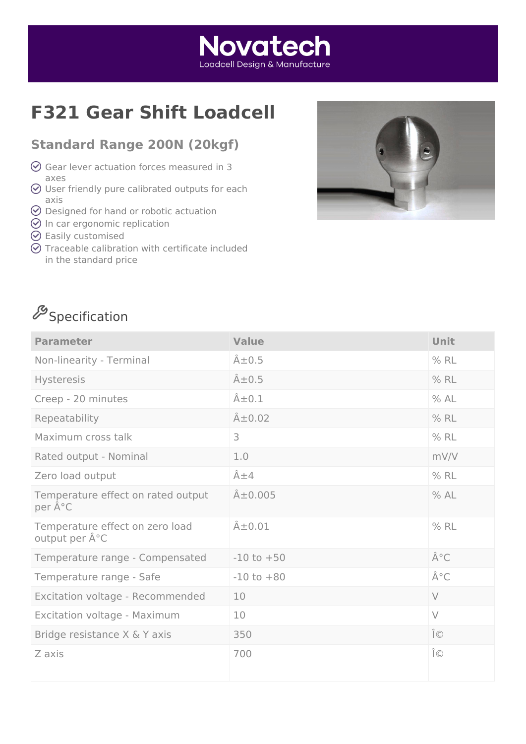# F321 Gear Shift Loadcell

## Standard Range 200N (20kgf)

- Gear lever actuation forces measured in 3 axes
- User friendly pure calibrated outputs for each axis
- Designed for hand or robotic actuation
- In car ergonomic replication
- Easily customised
- Traceable calibration with certificate included in the standard price

## Specification

| Parameter | Value | Unit |
| --- | --- | --- |
| Non-linearity - Terminal | Â±0.5 | % RL |
| Hysteresis | Â±0.5 | % RL |
| Creep - 20 minutes | Â±0.1 | % AL |
| Repeatability | Â±0.02 | % RL |
| Maximum cross talk | 3 | % RL |
| Rated output - Nominal | 1.0 | mV/V |
| Zero load output | Â±4 | % RL |
| Temperature effect on rated output per Â°C | Â±0.005 | % AL |
| Temperature effect on zero load output per Â°C | Â±0.01 | % RL |
| Temperature range - Compensated | -10 to +50 | Â°C |
| Temperature range - Safe | -10 to +80 | Â°C |
| Excitation voltage - Recommended | 10 | V |
| Excitation voltage - Maximum | 10 | V |
| Bridge resistance X & Y axis | 350 | Î© |
| Z axis | 700 | Î© |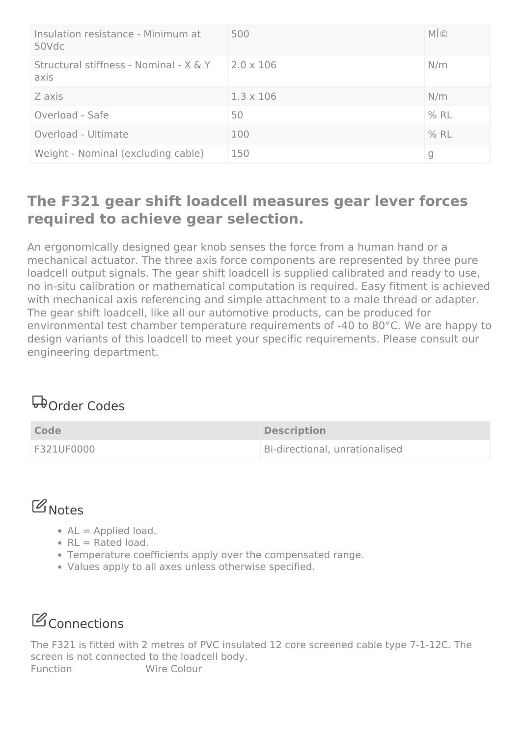| | | |
|---|---|---|
| Insulation resistance - Minimum at 50Vdc | 500 | MÎ© |
| Structural stiffness - Nominal - X & Y axis | 2.0 x 106 | N/m |
| Z axis | 1.3 x 106 | N/m |
| Overload - Safe | 50 | % RL |
| Overload - Ultimate | 100 | % RL |
| Weight - Nominal (excluding cable) | 150 | g |

## The F321 gear shift loadcell measures gear lever forces required to achieve gear selection.

An ergonomically designed gear knob senses the force from a human hand or a mechanical actuator. The three axis force components are represented by three pure loadcell output signals. The gear shift loadcell is supplied calibrated and ready to use, no in-situ calibration or mathematical computation is required. Easy fitment is achieved with mechanical axis referencing and simple attachment to a male thread or adapter. The gear shift loadcell, like all our automotive products, can be produced for environmental test chamber temperature requirements of -40 to 80°C. We are happy to design variants of this loadcell to meet your specific requirements. Please consult our engineering department.

### Order Codes

| Code | Description |
|---|---|
| F321UF0000 | Bi-directional, unrationalised |

### Notes

- AL = Applied load.
- RL = Rated load.
- Temperature coefficients apply over the compensated range.
- Values apply to all axes unless otherwise specified.

### Connections

The F321 is fitted with 2 metres of PVC insulated 12 core screened cable type 7-1-12C. The screen is not connected to the loadcell body.

Function Wire Colour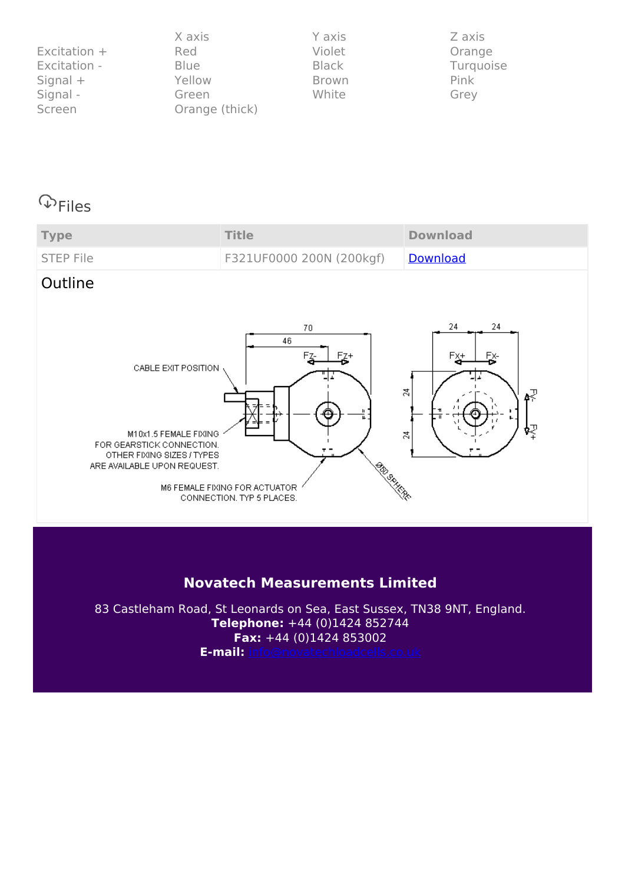| | X axis | Y axis | Z axis |
|---|---|---|---|
| Excitation + | Red | Violet | Orange |
| Excitation - | Blue | Black | Turquoise |
| Signal + | Yellow | Brown | Pink |
| Signal - | Green | White | Grey |
| Screen | Orange (thick) | | |

## Files

| Type | Title | Download |
|---|---|---|
| STEP File | F321UF0000 200N (200kgf) | Download |

## Outline

70
46
Fz-
Fz+
24
24
Fx+
Fx-
CABLE EXIT POSITION
24
24
Fy-
Fy+
M10x1.5 FEMALE FIXING FOR GEARSTICK CONNECTION. OTHER FIXING SIZES / TYPES ARE AVAILABLE UPON REQUEST.
Ø50 SPHERE
M6 FEMALE FIXING FOR ACTUATOR CONNECTION. TYP 5 PLACES.

**Novatech Measurements Limited**

83 Castleham Road, St Leonards on Sea, East Sussex, TN38 9NT, England.
**Telephone:** +44 (0)1424 852744
**Fax:** +44 (0)1424 853002
**E-mail:** info@novatechloadcells.co.uk